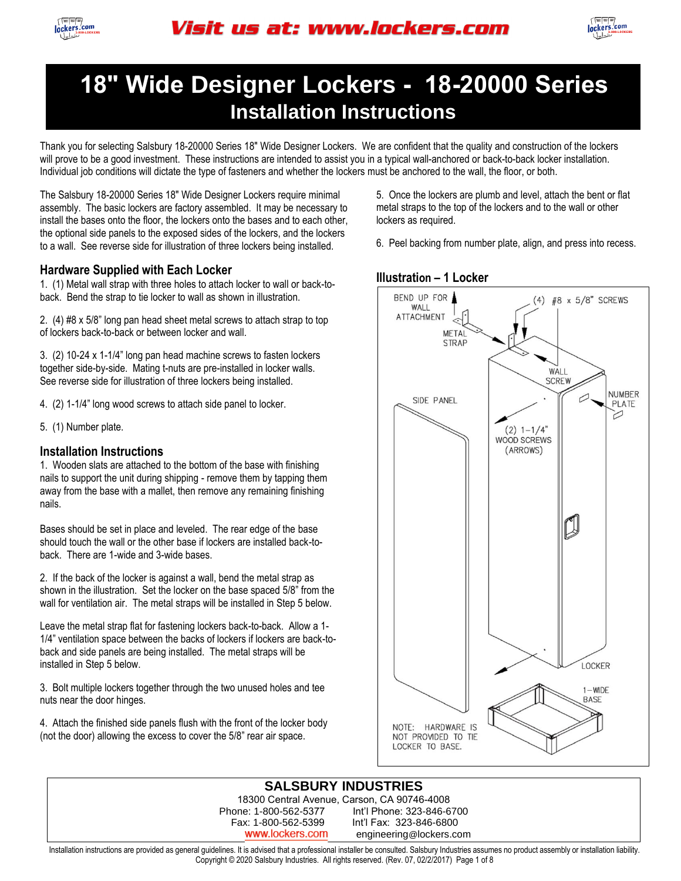Visit us at: www.lockers.com

# 18" Wide Designer Lockers - 18-20000 Series
## Installation Instructions

Thank you for selecting Salsbury 18-20000 Series 18" Wide Designer Lockers. We are confident that the quality and construction of the lockers will prove to be a good investment. These instructions are intended to assist you in a typical wall-anchored or back-to-back locker installation. Individual job conditions will dictate the type of fasteners and whether the lockers must be anchored to the wall, the floor, or both.

The Salsbury 18-20000 Series 18" Wide Designer Lockers require minimal assembly. The basic lockers are factory assembled. It may be necessary to install the bases onto the floor, the lockers onto the bases and to each other, the optional side panels to the exposed sides of the lockers, and the lockers to a wall. See reverse side for illustration of three lockers being installed.

### Hardware Supplied with Each Locker

1. (1) Metal wall strap with three holes to attach locker to wall or back-to-back. Bend the strap to tie locker to wall as shown in illustration.

2. (4) #8 x 5/8" long pan head sheet metal screws to attach strap to top of lockers back-to-back or between locker and wall.

3. (2) 10-24 x 1-1/4" long pan head machine screws to fasten lockers together side-by-side. Mating t-nuts are pre-installed in locker walls. See reverse side for illustration of three lockers being installed.

4. (2) 1-1/4" long wood screws to attach side panel to locker.

5. (1) Number plate.

### Installation Instructions

1. Wooden slats are attached to the bottom of the base with finishing nails to support the unit during shipping - remove them by tapping them away from the base with a mallet, then remove any remaining finishing nails.

Bases should be set in place and leveled. The rear edge of the base should touch the wall or the other base if lockers are installed back-to-back. There are 1-wide and 3-wide bases.

2. If the back of the locker is against a wall, bend the metal strap as shown in the illustration. Set the locker on the base spaced 5/8" from the wall for ventilation air. The metal straps will be installed in Step 5 below.

Leave the metal strap flat for fastening lockers back-to-back. Allow a 1-1/4" ventilation space between the backs of lockers if lockers are back-to-back and side panels are being installed. The metal straps will be installed in Step 5 below.

3. Bolt multiple lockers together through the two unused holes and tee nuts near the door hinges.

4. Attach the finished side panels flush with the front of the locker body (not the door) allowing the excess to cover the 5/8" rear air space.

5. Once the lockers are plumb and level, attach the bent or flat metal straps to the top of the lockers and to the wall or other lockers as required.

6. Peel backing from number plate, align, and press into recess.

### Illustration – 1 Locker

BEND UP FOR WALL ATTACHMENT
METAL STRAP
(4) #8 x 5/8" SCREWS
WALL SCREW
NUMBER PLATE
SIDE PANEL
(2) 1-1/4" WOOD SCREWS (ARROWS)
LOCKER
1-WIDE BASE
NOTE: HARDWARE IS NOT PROVIDED TO TIE LOCKER TO BASE.

**SALSBURY INDUSTRIES**
18300 Central Avenue, Carson, CA 90746-4008
Phone: 1-800-562-5377 Int'l Phone: 323-846-6700
Fax: 1-800-562-5399 Int'l Fax: 323-846-6800
www.lockers.com engineering@lockers.com

Installation instructions are provided as general guidelines. It is advised that a professional installer be consulted. Salsbury Industries assumes no product assembly or installation liability.
Copyright © 2020 Salsbury Industries. All rights reserved. (Rev. 07, 02/2/2017)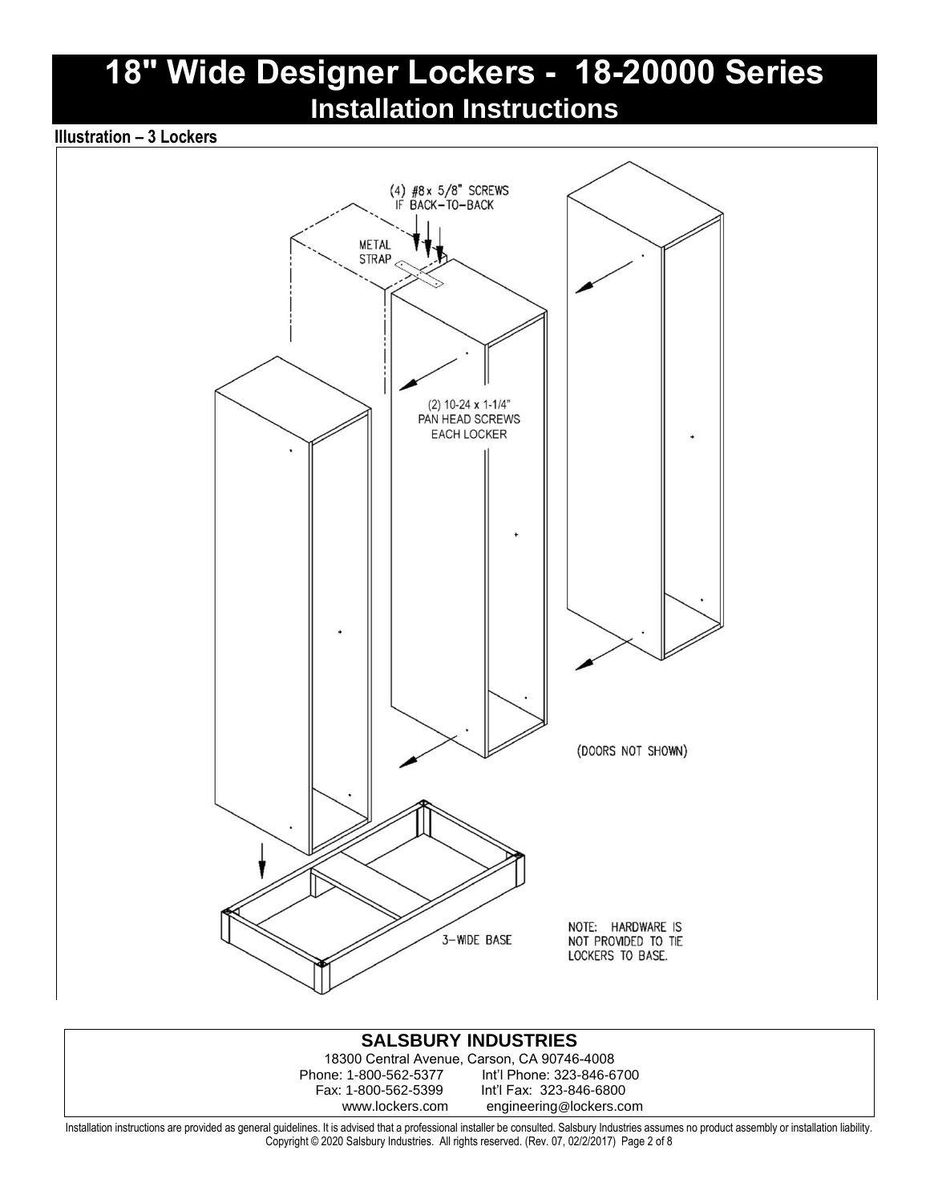# 18" Wide Designer Lockers - 18-20000 Series
## Installation Instructions

**Illustration – 3 Lockers**

(4) #8 x 5/8" SCREWS IF BACK-TO-BACK

METAL STRAP

(2) 10-24 x 1-1/4" PAN HEAD SCREWS EACH LOCKER

(DOORS NOT SHOWN)

3-WIDE BASE

NOTE: HARDWARE IS NOT PROVIDED TO TIE LOCKERS TO BASE.

**SALSBURY INDUSTRIES**

18300 Central Avenue, Carson, CA 90746-4008

Phone: 1-800-562-5377 Int'l Phone: 323-846-6700

Fax: 1-800-562-5399 Int'l Fax: 323-846-6800

www.lockers.com engineering@lockers.com

Installation instructions are provided as general guidelines. It is advised that a professional installer be consulted. Salsbury Industries assumes no product assembly or installation liability.
Copyright © 2020 Salsbury Industries. All rights reserved. (Rev. 07, 02/2/2017)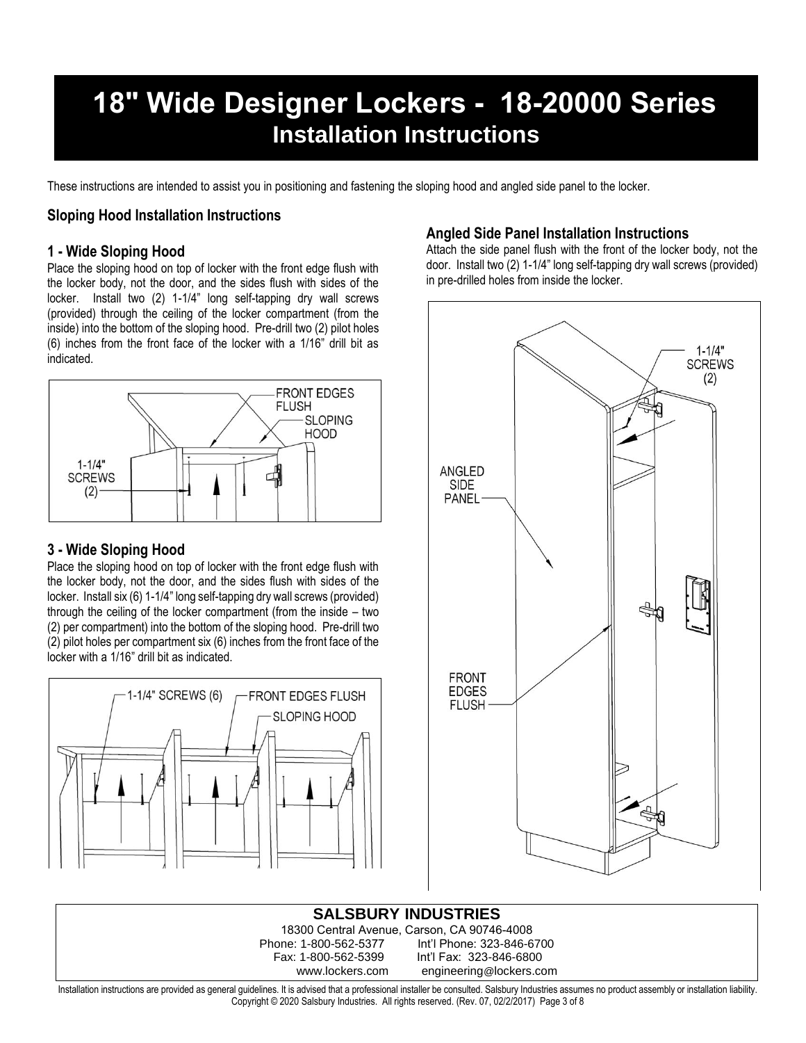# 18" Wide Designer Lockers - 18-20000 Series
## Installation Instructions

These instructions are intended to assist you in positioning and fastening the sloping hood and angled side panel to the locker.

### Sloping Hood Installation Instructions

### 1 - Wide Sloping Hood

Place the sloping hood on top of locker with the front edge flush with the locker body, not the door, and the sides flush with sides of the locker. Install two (2) 1-1/4" long self-tapping dry wall screws (provided) through the ceiling of the locker compartment (from the inside) into the bottom of the sloping hood. Pre-drill two (2) pilot holes (6) inches from the front face of the locker with a 1/16" drill bit as indicated.

FRONT EDGES FLUSH
SLOPING HOOD
1-1/4" SCREWS (2)

### 3 - Wide Sloping Hood

Place the sloping hood on top of locker with the front edge flush with the locker body, not the door, and the sides flush with sides of the locker. Install six (6) 1-1/4" long self-tapping dry wall screws (provided) through the ceiling of the locker compartment (from the inside – two (2) per compartment) into the bottom of the sloping hood. Pre-drill two (2) pilot holes per compartment six (6) inches from the front face of the locker with a 1/16" drill bit as indicated.

1-1/4" SCREWS (6)
FRONT EDGES FLUSH
SLOPING HOOD

### Angled Side Panel Installation Instructions

Attach the side panel flush with the front of the locker body, not the door. Install two (2) 1-1/4" long self-tapping dry wall screws (provided) in pre-drilled holes from inside the locker.

1-1/4" SCREWS (2)
ANGLED SIDE PANEL
FRONT EDGES FLUSH

**SALSBURY INDUSTRIES**
18300 Central Avenue, Carson, CA 90746-4008
Phone: 1-800-562-5377 Int'l Phone: 323-846-6700
Fax: 1-800-562-5399 Int'l Fax: 323-846-6800
www.lockers.com engineering@lockers.com

Installation instructions are provided as general guidelines. It is advised that a professional installer be consulted. Salsbury Industries assumes no product assembly or installation liability.
Copyright © 2020 Salsbury Industries. All rights reserved. (Rev. 07, 02/2/2017)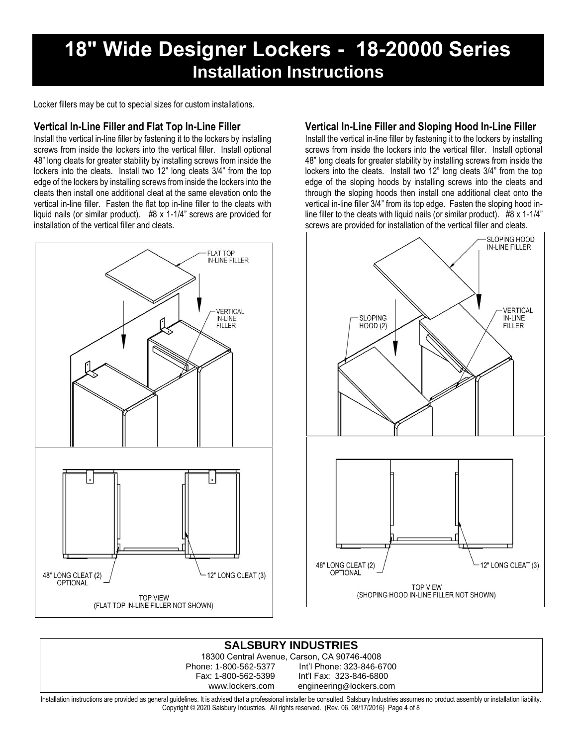# 18" Wide Designer Lockers - 18-20000 Series
## Installation Instructions

Locker fillers may be cut to special sizes for custom installations.

### Vertical In-Line Filler and Flat Top In-Line Filler

Install the vertical in-line filler by fastening it to the lockers by installing screws from inside the lockers into the vertical filler. Install optional 48" long cleats for greater stability by installing screws from inside the lockers into the cleats. Install two 12" long cleats 3/4" from the top edge of the lockers by installing screws from inside the lockers into the cleats then install one additional cleat at the same elevation onto the vertical in-line filler. Fasten the flat top in-line filler to the cleats with liquid nails (or similar product). #8 x 1-1/4" screws are provided for installation of the vertical filler and cleats.

FLAT TOP IN-LINE FILLER

VERTICAL IN-LINE FILLER

48" LONG CLEAT (2) OPTIONAL

12" LONG CLEAT (3)

TOP VIEW
(FLAT TOP IN-LINE FILLER NOT SHOWN)

### Vertical In-Line Filler and Sloping Hood In-Line Filler

Install the vertical in-line filler by fastening it to the lockers by installing screws from inside the lockers into the vertical filler. Install optional 48" long cleats for greater stability by installing screws from inside the lockers into the cleats. Install two 12" long cleats 3/4" from the top edge of the sloping hoods by installing screws into the cleats and through the sloping hoods then install one additional cleat onto the vertical in-line filler 3/4" from its top edge. Fasten the sloping hood in-line filler to the cleats with liquid nails (or similar product). #8 x 1-1/4" screws are provided for installation of the vertical filler and cleats.

SLOPING HOOD IN-LINE FILLER

SLOPING HOOD (2)

VERTICAL IN-LINE FILLER

48" LONG CLEAT (2) OPTIONAL

12" LONG CLEAT (3)

TOP VIEW
(SHOPING HOOD IN-LINE FILLER NOT SHOWN)

**SALSBURY INDUSTRIES**
18300 Central Avenue, Carson, CA 90746-4008
Phone: 1-800-562-5377 Int'l Phone: 323-846-6700
Fax: 1-800-562-5399 Int'l Fax: 323-846-6800
www.lockers.com engineering@lockers.com

Installation instructions are provided as general guidelines. It is advised that a professional installer be consulted. Salsbury Industries assumes no product assembly or installation liability.
Copyright © 2020 Salsbury Industries. All rights reserved. (Rev. 06, 08/17/2016)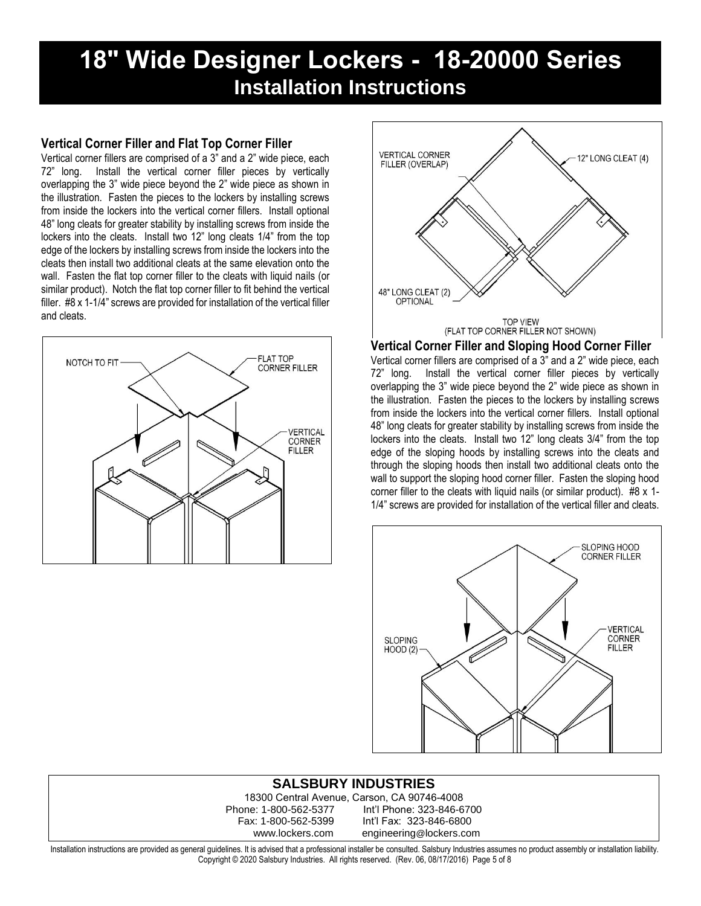// Title
# 18" Wide Designer Lockers - 18-20000 Series
## Installation Instructions

### Vertical Corner Filler and Flat Top Corner Filler

Vertical corner fillers are comprised of a 3" and a 2" wide piece, each 72" long. Install the vertical corner filler pieces by vertically overlapping the 3" wide piece beyond the 2" wide piece as shown in the illustration. Fasten the pieces to the lockers by installing screws from inside the lockers into the vertical corner fillers. Install optional 48" long cleats for greater stability by installing screws from inside the lockers into the cleats. Install two 12" long cleats 1/4" from the top edge of the lockers by installing screws from inside the lockers into the cleats then install two additional cleats at the same elevation onto the wall. Fasten the flat top corner filler to the cleats with liquid nails (or similar product). Notch the flat top corner filler to fit behind the vertical filler. #8 x 1-1/4" screws are provided for installation of the vertical filler and cleats.

NOTCH TO FIT — FLAT TOP CORNER FILLER — VERTICAL CORNER FILLER

VERTICAL CORNER FILLER (OVERLAP) — 12" LONG CLEAT (4) — 48" LONG CLEAT (2) OPTIONAL

TOP VIEW
(FLAT TOP CORNER FILLER NOT SHOWN)

### Vertical Corner Filler and Sloping Hood Corner Filler

Vertical corner fillers are comprised of a 3" and a 2" wide piece, each 72" long. Install the vertical corner filler pieces by vertically overlapping the 3" wide piece beyond the 2" wide piece as shown in the illustration. Fasten the pieces to the lockers by installing screws from inside the lockers into the vertical corner fillers. Install optional 48" long cleats for greater stability by installing screws from inside the lockers into the cleats. Install two 12" long cleats 3/4" from the top edge of the sloping hoods by installing screws into the cleats and through the sloping hoods then install two additional cleats onto the wall to support the sloping hood corner filler. Fasten the sloping hood corner filler to the cleats with liquid nails (or similar product). #8 x 1-1/4" screws are provided for installation of the vertical filler and cleats.

SLOPING HOOD CORNER FILLER — SLOPING HOOD (2) — VERTICAL CORNER FILLER

**SALSBURY INDUSTRIES**
18300 Central Avenue, Carson, CA 90746-4008
Phone: 1-800-562-5377 Int'l Phone: 323-846-6700
Fax: 1-800-562-5399 Int'l Fax: 323-846-6800
www.lockers.com engineering@lockers.com

Installation instructions are provided as general guidelines. It is advised that a professional installer be consulted. Salsbury Industries assumes no product assembly or installation liability.
Copyright © 2020 Salsbury Industries. All rights reserved. (Rev. 06, 08/17/2016)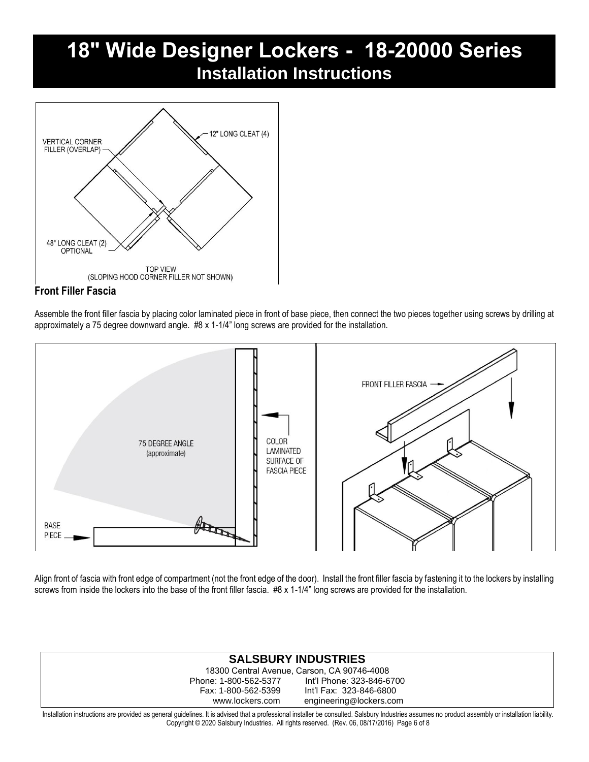# 18" Wide Designer Lockers - 18-20000 Series
## Installation Instructions

VERTICAL CORNER FILLER (OVERLAP)

12" LONG CLEAT (4)

48" LONG CLEAT (2) OPTIONAL

TOP VIEW
(SLOPING HOOD CORNER FILLER NOT SHOWN)

### Front Filler Fascia

Assemble the front filler fascia by placing color laminated piece in front of base piece, then connect the two pieces together using screws by drilling at approximately a 75 degree downward angle. #8 x 1-1/4" long screws are provided for the installation.

75 DEGREE ANGLE (approximate)

COLOR LAMINATED SURFACE OF FASCIA PIECE

BASE PIECE

FRONT FILLER FASCIA

Align front of fascia with front edge of compartment (not the front edge of the door). Install the front filler fascia by fastening it to the lockers by installing screws from inside the lockers into the base of the front filler fascia. #8 x 1-1/4" long screws are provided for the installation.

**SALSBURY INDUSTRIES**
18300 Central Avenue, Carson, CA 90746-4008
Phone: 1-800-562-5377 Int'l Phone: 323-846-6700
Fax: 1-800-562-5399 Int'l Fax: 323-846-6800
www.lockers.com engineering@lockers.com

Installation instructions are provided as general guidelines. It is advised that a professional installer be consulted. Salsbury Industries assumes no product assembly or installation liability. Copyright © 2020 Salsbury Industries. All rights reserved. (Rev. 06, 08/17/2016)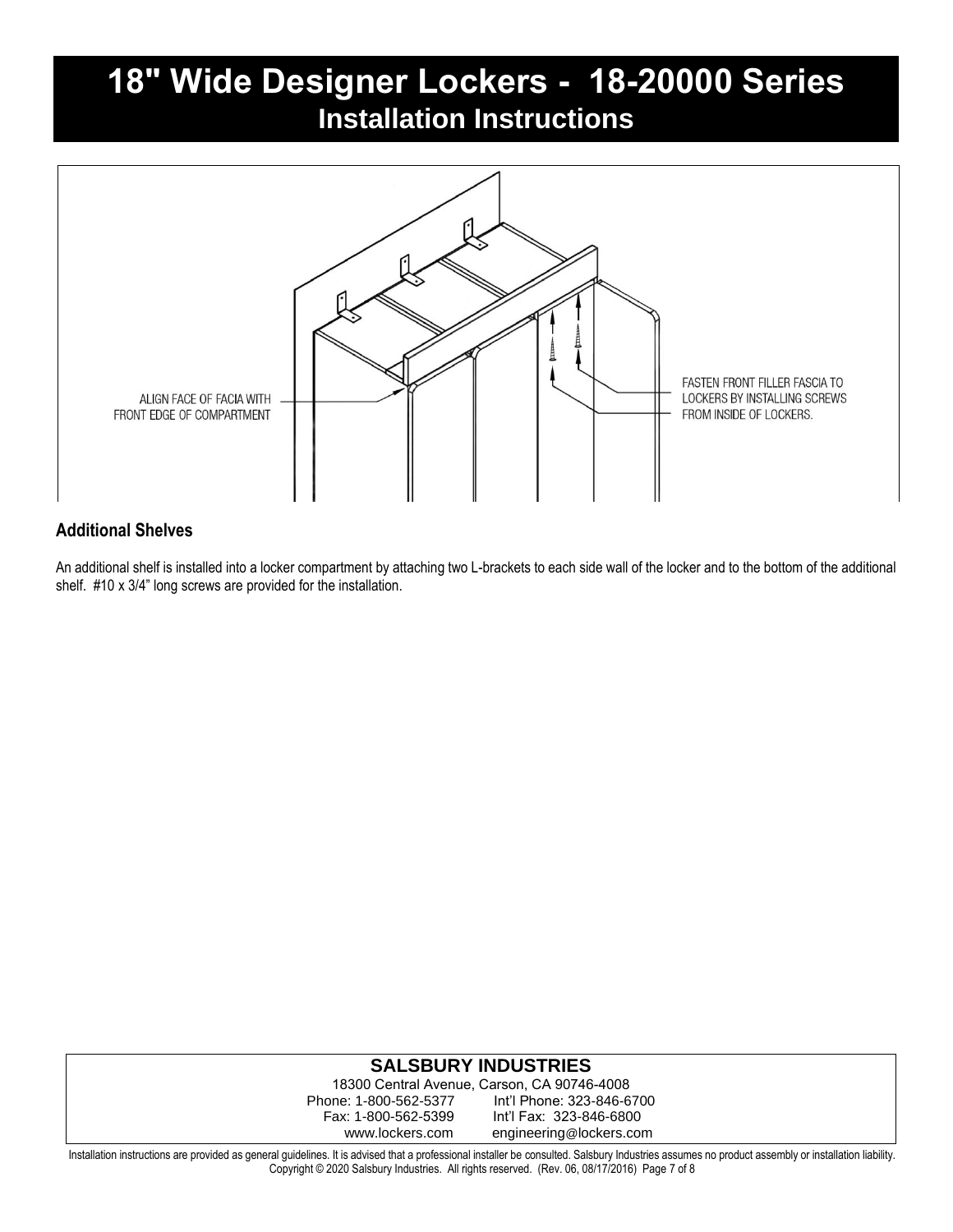# 18" Wide Designer Lockers - 18-20000 Series
## Installation Instructions

ALIGN FACE OF FACIA WITH FRONT EDGE OF COMPARTMENT

FASTEN FRONT FILLER FASCIA TO LOCKERS BY INSTALLING SCREWS FROM INSIDE OF LOCKERS.

### Additional Shelves

An additional shelf is installed into a locker compartment by attaching two L-brackets to each side wall of the locker and to the bottom of the additional shelf. #10 x 3/4" long screws are provided for the installation.

**SALSBURY INDUSTRIES**
18300 Central Avenue, Carson, CA 90746-4008
Phone: 1-800-562-5377 Int'l Phone: 323-846-6700
Fax: 1-800-562-5399 Int'l Fax: 323-846-6800
www.lockers.com engineering@lockers.com

Installation instructions are provided as general guidelines. It is advised that a professional installer be consulted. Salsbury Industries assumes no product assembly or installation liability.
Copyright © 2020 Salsbury Industries. All rights reserved. (Rev. 06, 08/17/2016)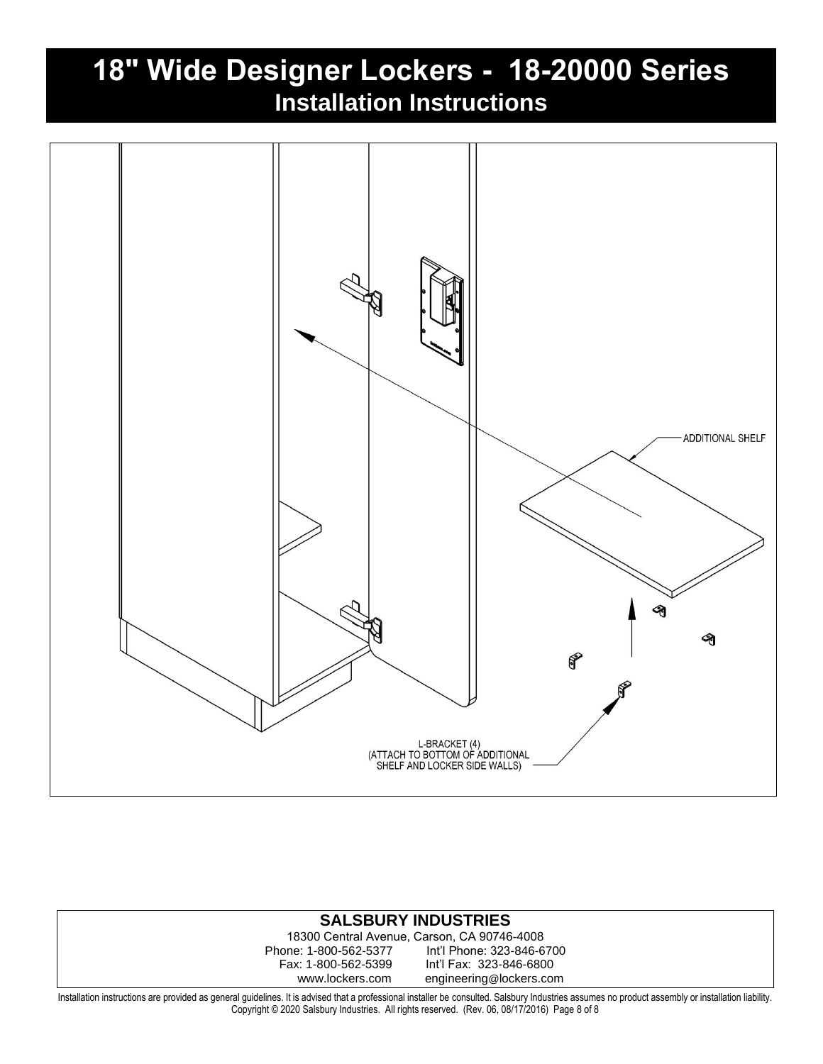# 18" Wide Designer Lockers - 18-20000 Series

## Installation Instructions

ADDITIONAL SHELF

L-BRACKET (4)
(ATTACH TO BOTTOM OF ADDITIONAL
SHELF AND LOCKER SIDE WALLS)

**SALSBURY INDUSTRIES**

18300 Central Avenue, Carson, CA 90746-4008

Phone: 1-800-562-5377 Int'l Phone: 323-846-6700

Fax: 1-800-562-5399 Int'l Fax: 323-846-6800

www.lockers.com engineering@lockers.com

Installation instructions are provided as general guidelines. It is advised that a professional installer be consulted. Salsbury Industries assumes no product assembly or installation liability.
Copyright © 2020 Salsbury Industries. All rights reserved. (Rev. 06, 08/17/2016)